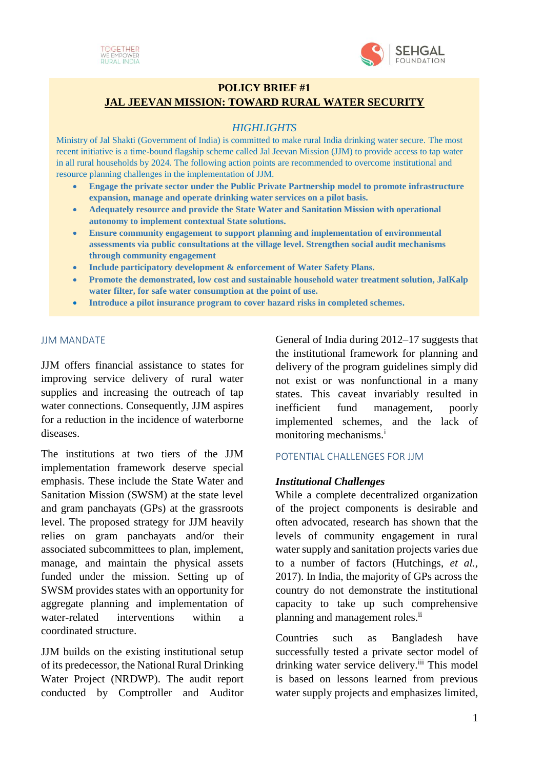TOGETHER WE EMPOWER RURAL INDIA

SEHGAL FOUNDATION

# POLICY BRIEF #1
## JAL JEEVAN MISSION: TOWARD RURAL WATER SECURITY

### *HIGHLIGHTS*

Ministry of Jal Shakti (Government of India) is committed to make rural India drinking water secure. The most recent initiative is a time-bound flagship scheme called Jal Jeevan Mission (JJM) to provide access to tap water in all rural households by 2024. The following action points are recommended to overcome institutional and resource planning challenges in the implementation of JJM.

- **Engage the private sector under the Public Private Partnership model to promote infrastructure expansion, manage and operate drinking water services on a pilot basis.**
- **Adequately resource and provide the State Water and Sanitation Mission with operational autonomy to implement contextual State solutions.**
- **Ensure community engagement to support planning and implementation of environmental assessments via public consultations at the village level. Strengthen social audit mechanisms through community engagement**
- **Include participatory development & enforcement of Water Safety Plans.**
- **Promote the demonstrated, low cost and sustainable household water treatment solution, JalKalp water filter, for safe water consumption at the point of use.**
- **Introduce a pilot insurance program to cover hazard risks in completed schemes.**

## JJM MANDATE

JJM offers financial assistance to states for improving service delivery of rural water supplies and increasing the outreach of tap water connections. Consequently, JJM aspires for a reduction in the incidence of waterborne diseases.

The institutions at two tiers of the JJM implementation framework deserve special emphasis. These include the State Water and Sanitation Mission (SWSM) at the state level and gram panchayats (GPs) at the grassroots level. The proposed strategy for JJM heavily relies on gram panchayats and/or their associated subcommittees to plan, implement, manage, and maintain the physical assets funded under the mission. Setting up of SWSM provides states with an opportunity for aggregate planning and implementation of water-related interventions within a coordinated structure.

JJM builds on the existing institutional setup of its predecessor, the National Rural Drinking Water Project (NRDWP). The audit report conducted by Comptroller and Auditor General of India during 2012–17 suggests that the institutional framework for planning and delivery of the program guidelines simply did not exist or was nonfunctional in a many states. This caveat invariably resulted in inefficient fund management, poorly implemented schemes, and the lack of monitoring mechanisms.[i]

## POTENTIAL CHALLENGES FOR JJM

### *Institutional Challenges*

While a complete decentralized organization of the project components is desirable and often advocated, research has shown that the levels of community engagement in rural water supply and sanitation projects varies due to a number of factors (Hutchings, *et al.*, 2017). In India, the majority of GPs across the country do not demonstrate the institutional capacity to take up such comprehensive planning and management roles.[ii]

Countries such as Bangladesh have successfully tested a private sector model of drinking water service delivery.[iii] This model is based on lessons learned from previous water supply projects and emphasizes limited,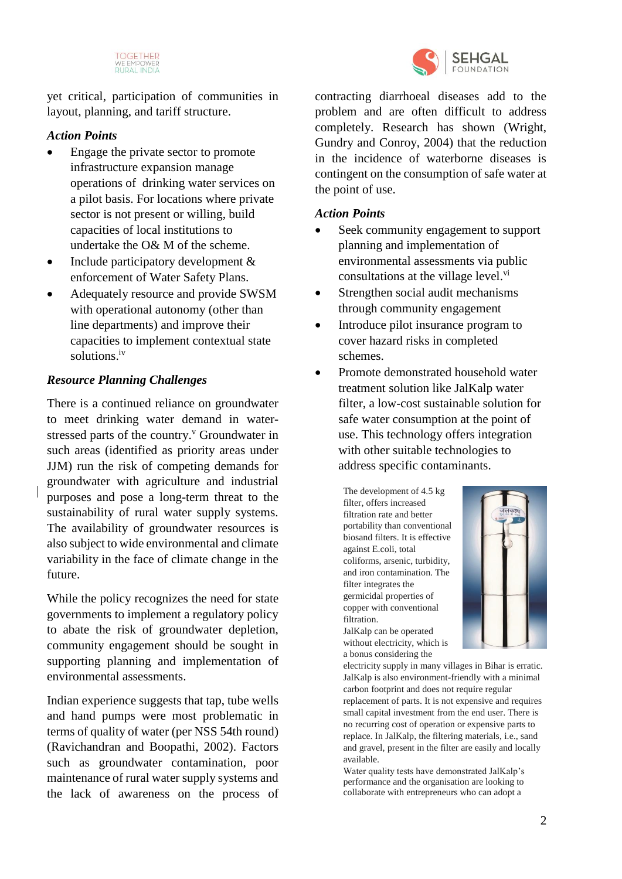yet critical, participation of communities in layout, planning, and tariff structure.

### *Action Points*

- Engage the private sector to promote infrastructure expansion manage operations of drinking water services on a pilot basis. For locations where private sector is not present or willing, build capacities of local institutions to undertake the O& M of the scheme.
- Include participatory development & enforcement of Water Safety Plans.
- Adequately resource and provide SWSM with operational autonomy (other than line departments) and improve their capacities to implement contextual state solutions.[iv]

### *Resource Planning Challenges*

There is a continued reliance on groundwater to meet drinking water demand in water-stressed parts of the country.[v] Groundwater in such areas (identified as priority areas under JJM) run the risk of competing demands for groundwater with agriculture and industrial purposes and pose a long-term threat to the sustainability of rural water supply systems. The availability of groundwater resources is also subject to wide environmental and climate variability in the face of climate change in the future.

While the policy recognizes the need for state governments to implement a regulatory policy to abate the risk of groundwater depletion, community engagement should be sought in supporting planning and implementation of environmental assessments.

Indian experience suggests that tap, tube wells and hand pumps were most problematic in terms of quality of water (per NSS 54th round) (Ravichandran and Boopathi, 2002). Factors such as groundwater contamination, poor maintenance of rural water supply systems and the lack of awareness on the process of contracting diarrhoeal diseases add to the problem and are often difficult to address completely. Research has shown (Wright, Gundry and Conroy, 2004) that the reduction in the incidence of waterborne diseases is contingent on the consumption of safe water at the point of use.

### *Action Points*

- Seek community engagement to support planning and implementation of environmental assessments via public consultations at the village level.[vi]
- Strengthen social audit mechanisms through community engagement
- Introduce pilot insurance program to cover hazard risks in completed schemes.
- Promote demonstrated household water treatment solution like JalKalp water filter, a low-cost sustainable solution for safe water consumption at the point of use. This technology offers integration with other suitable technologies to address specific contaminants.

The development of 4.5 kg filter, offers increased filtration rate and better portability than conventional biosand filters. It is effective against E.coli, total coliforms, arsenic, turbidity, and iron contamination. The filter integrates the germicidal properties of copper with conventional filtration.
JalKalp can be operated without electricity, which is a bonus considering the electricity supply in many villages in Bihar is erratic. JalKalp is also environment-friendly with a minimal carbon footprint and does not require regular replacement of parts. It is not expensive and requires small capital investment from the end user. There is no recurring cost of operation or expensive parts to replace. In JalKalp, the filtering materials, i.e., sand and gravel, present in the filter are easily and locally available.
Water quality tests have demonstrated JalKalp's performance and the organisation are looking to collaborate with entrepreneurs who can adopt a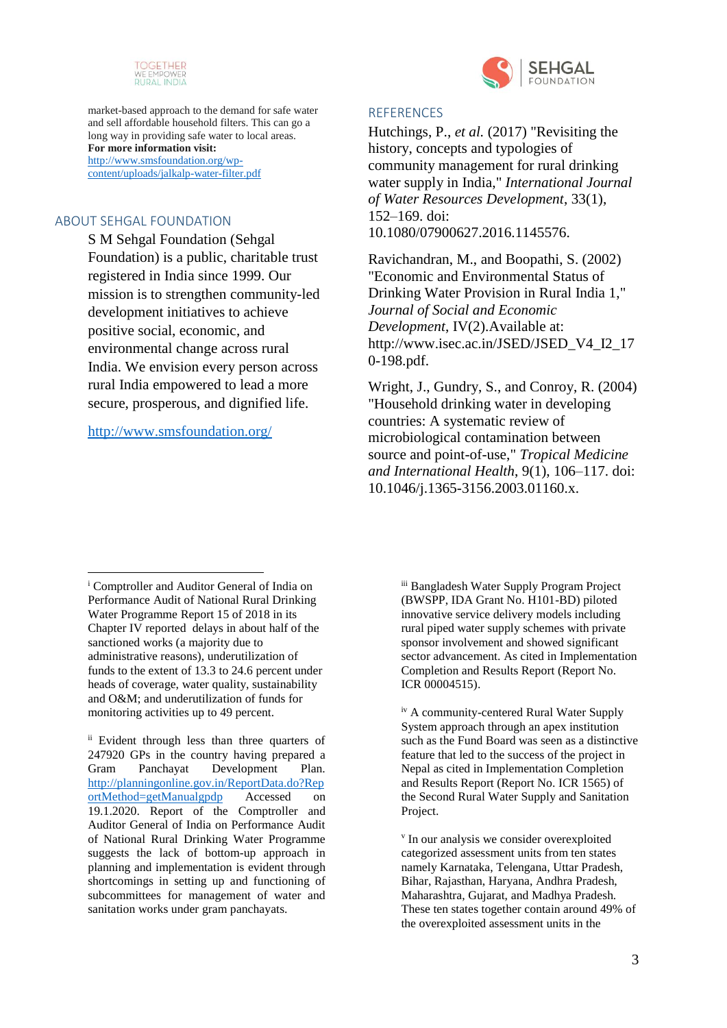market-based approach to the demand for safe water and sell affordable household filters. This can go a long way in providing safe water to local areas.
**For more information visit:**
http://www.smsfoundation.org/wp-content/uploads/jalkalp-water-filter.pdf

## ABOUT SEHGAL FOUNDATION

S M Sehgal Foundation (Sehgal Foundation) is a public, charitable trust registered in India since 1999. Our mission is to strengthen community-led development initiatives to achieve positive social, economic, and environmental change across rural India. We envision every person across rural India empowered to lead a more secure, prosperous, and dignified life.

http://www.smsfoundation.org/

## REFERENCES

Hutchings, P., *et al.* (2017) "Revisiting the history, concepts and typologies of community management for rural drinking water supply in India," *International Journal of Water Resources Development*, 33(1), 152–169. doi: 10.1080/07900627.2016.1145576.

Ravichandran, M., and Boopathi, S. (2002) "Economic and Environmental Status of Drinking Water Provision in Rural India 1," *Journal of Social and Economic Development*, IV(2).Available at: http://www.isec.ac.in/JSED/JSED_V4_I2_170-198.pdf.

Wright, J., Gundry, S., and Conroy, R. (2004) "Household drinking water in developing countries: A systematic review of microbiological contamination between source and point-of-use," *Tropical Medicine and International Health*, 9(1), 106–117. doi: 10.1046/j.1365-3156.2003.01160.x.

---

[i] Comptroller and Auditor General of India on Performance Audit of National Rural Drinking Water Programme Report 15 of 2018 in its Chapter IV reported delays in about half of the sanctioned works (a majority due to administrative reasons), underutilization of funds to the extent of 13.3 to 24.6 percent under heads of coverage, water quality, sustainability and O&M; and underutilization of funds for monitoring activities up to 49 percent.

[ii] Evident through less than three quarters of 247920 GPs in the country having prepared a Gram Panchayat Development Plan. http://planningonline.gov.in/ReportData.do?ReportMethod=getManualgpdp Accessed on 19.1.2020. Report of the Comptroller and Auditor General of India on Performance Audit of National Rural Drinking Water Programme suggests the lack of bottom-up approach in planning and implementation is evident through shortcomings in setting up and functioning of subcommittees for management of water and sanitation works under gram panchayats.

[iii] Bangladesh Water Supply Program Project (BWSPP, IDA Grant No. H101-BD) piloted innovative service delivery models including rural piped water supply schemes with private sponsor involvement and showed significant sector advancement. As cited in Implementation Completion and Results Report (Report No. ICR 00004515).

[iv] A community-centered Rural Water Supply System approach through an apex institution such as the Fund Board was seen as a distinctive feature that led to the success of the project in Nepal as cited in Implementation Completion and Results Report (Report No. ICR 1565) of the Second Rural Water Supply and Sanitation Project.

[v] In our analysis we consider overexploited categorized assessment units from ten states namely Karnataka, Telengana, Uttar Pradesh, Bihar, Rajasthan, Haryana, Andhra Pradesh, Maharashtra, Gujarat, and Madhya Pradesh. These ten states together contain around 49% of the overexploited assessment units in the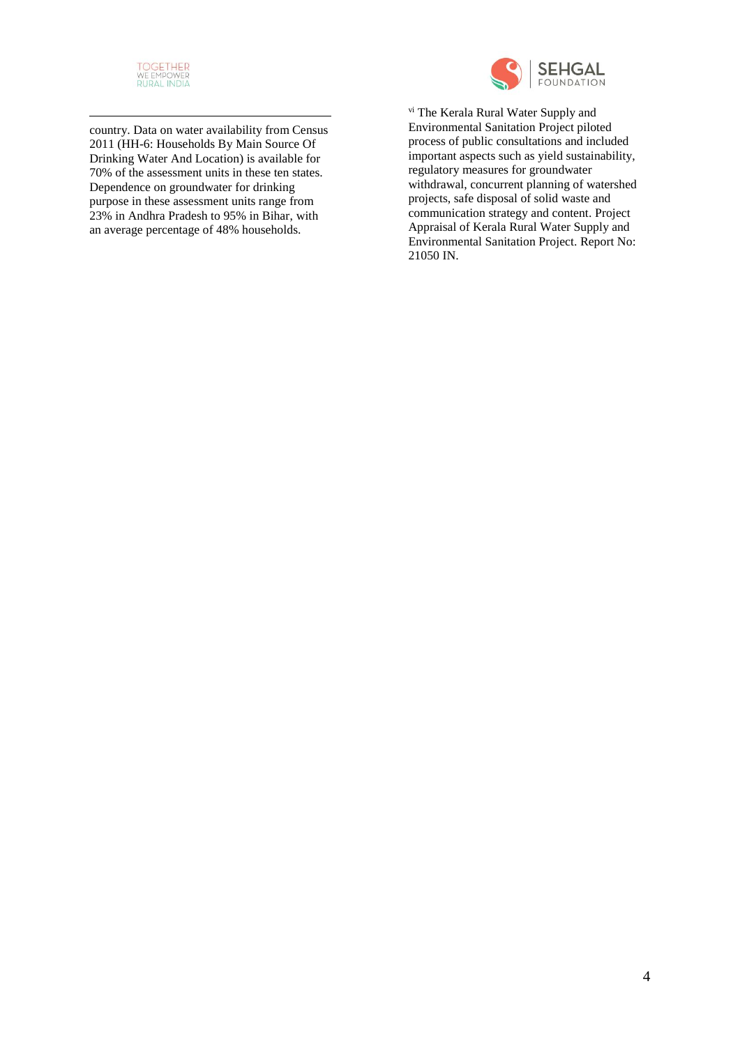country. Data on water availability from Census 2011 (HH-6: Households By Main Source Of Drinking Water And Location) is available for 70% of the assessment units in these ten states. Dependence on groundwater for drinking purpose in these assessment units range from 23% in Andhra Pradesh to 95% in Bihar, with an average percentage of 48% households.

[vi] The Kerala Rural Water Supply and Environmental Sanitation Project piloted process of public consultations and included important aspects such as yield sustainability, regulatory measures for groundwater withdrawal, concurrent planning of watershed projects, safe disposal of solid waste and communication strategy and content. Project Appraisal of Kerala Rural Water Supply and Environmental Sanitation Project. Report No: 21050 IN.